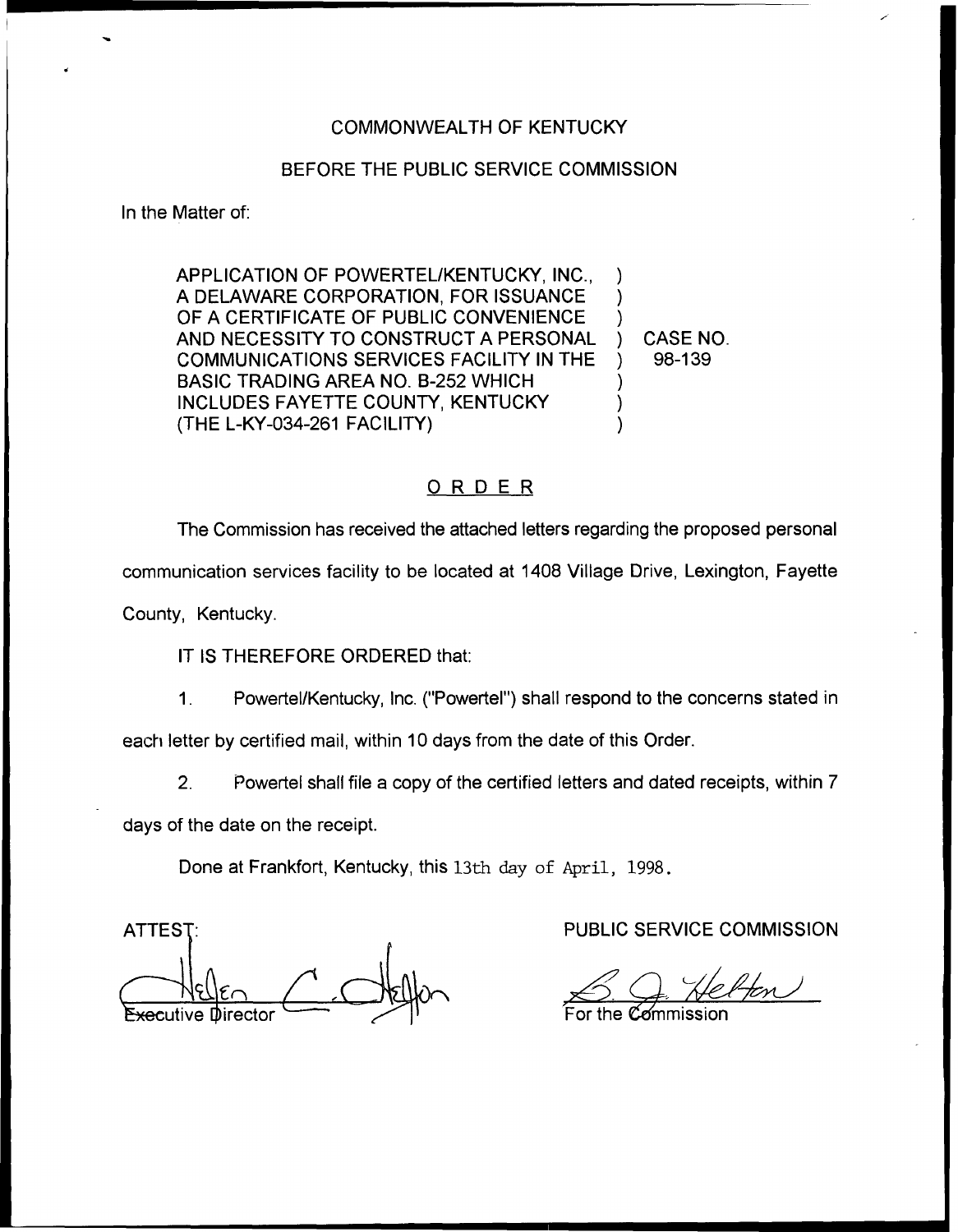COMMONWEALTH OF KENTUCKY

BEFORE THE PUBLIC SERVICE COMMISSION

In the Matter of:

APPLICATION OF POWERTEL/KENTUCKY, INC., A DELAWARE CORPORATION, FOR ISSUANCE OF A CERTIFICATE OF PUBLIC CONVENIENCE AND NECESSITY TO CONSTRUCT A PERSONAL COMMUNICATIONS SERVICES FACILITY IN THE BASIC TRADING AREA NO. B-252 WHICH INCLUDES FAYETTE COUNTY, KENTUCKY (THE L-KY-034-261 FACILITY)

CASE NO. 98-139

## ORDER

The Commission has received the attached letters regarding the proposed personal communication services facility to be located at 1408 Village Drive, Lexington, Fayette County, Kentucky.

IT IS THEREFORE ORDERED that:

1. Powertel/Kentucky, Inc. ("Powertel") shall respond to the concerns stated in each letter by certified mail, within 10 days from the date of this Order.

2. Powertel shall file a copy of the certified letters and dated receipts, within 7 days of the date on the receipt.

Done at Frankfort, Kentucky, this 13th day of April, 1998.

ATTEST:

Executive Director

PUBLIC SERVICE COMMISSION

For the Commission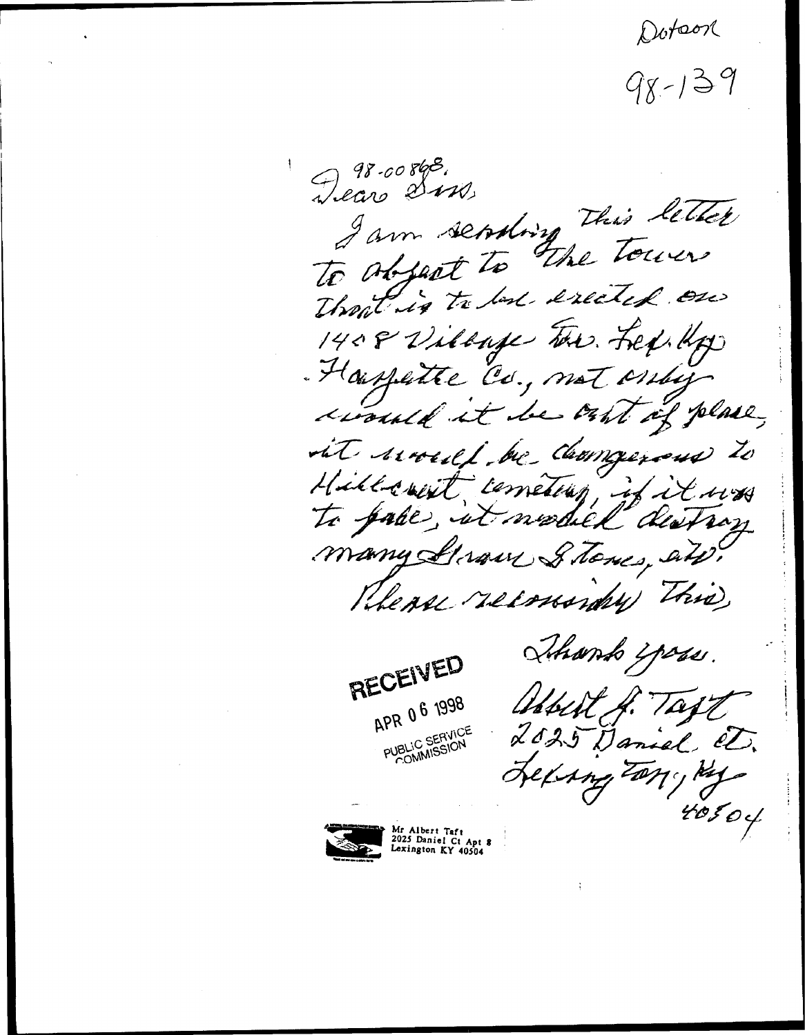Dotson

98-139

98-00868.

Dear Sirs,

I am sending this letter to object to the tower that is to be erected on 1408 Village Dr. Lex. Ky. Fayette Co., not only would it be out of place, it would be dangerous to Hillcrest cemetery, if it was to fall, it would destroy many Grave Stones, etc.

Please reconsider this,

Thank you.

Albert J. Taft
2025 Daniel Ct.
Lexington, Ky
40504

RECEIVED

APR 06 1998

PUBLIC SERVICE COMMISSION

Mr Albert Taft
2025 Daniel Ct Apt 8
Lexington KY 40504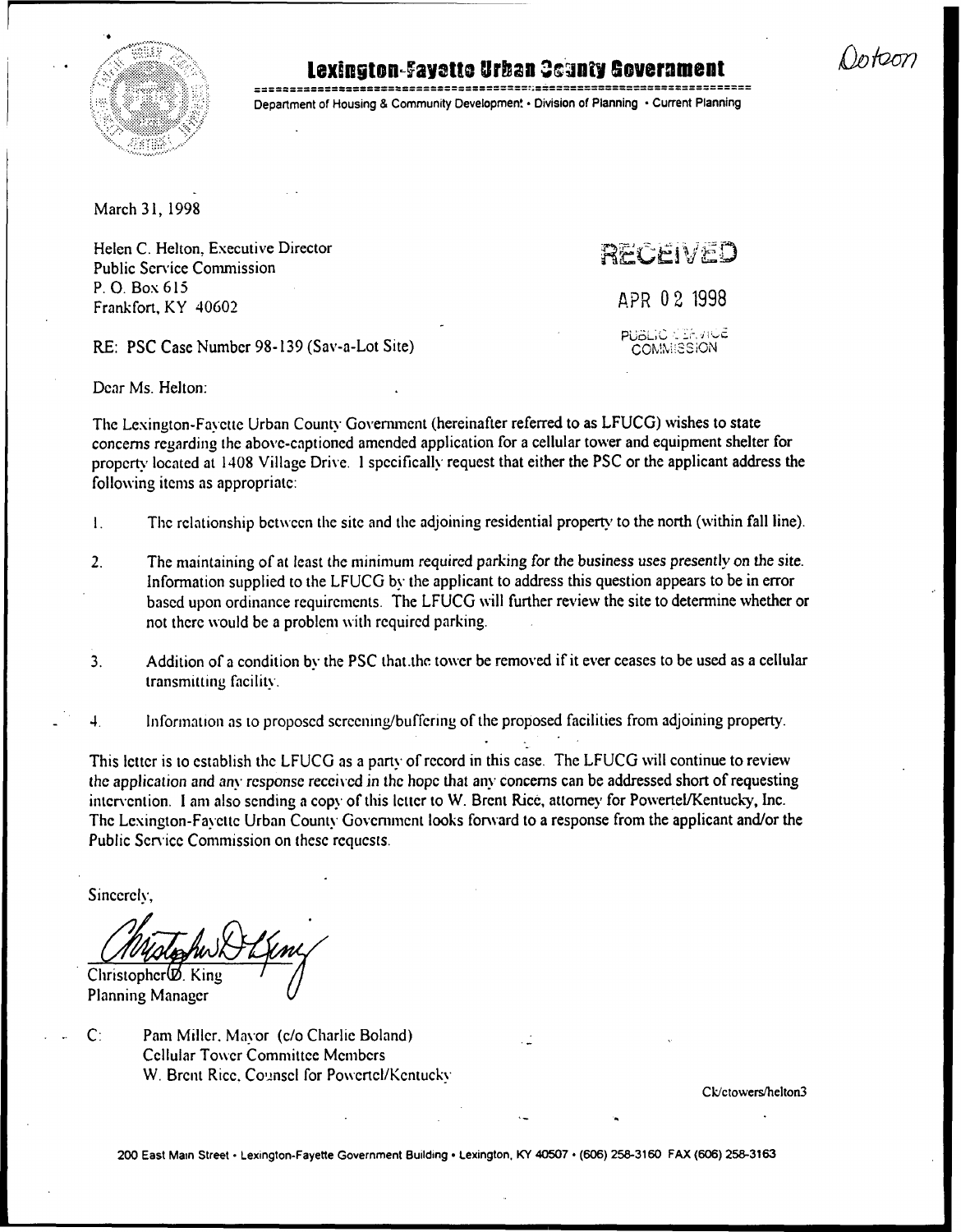Dotson

# Lexington-Fayette Urban County Government

Department of Housing & Community Development • Division of Planning • Current Planning

RECEIVED

APR 02 1998

PUBLIC SERVICE COMMISSION

March 31, 1998

Helen C. Helton, Executive Director
Public Service Commission
P. O. Box 615
Frankfort, KY 40602

RE: PSC Case Number 98-139 (Sav-a-Lot Site)

Dear Ms. Helton:

The Lexington-Fayette Urban County Government (hereinafter referred to as LFUCG) wishes to state concerns regarding the above-captioned amended application for a cellular tower and equipment shelter for property located at 1408 Village Drive. I specifically request that either the PSC or the applicant address the following items as appropriate:

1. The relationship between the site and the adjoining residential property to the north (within fall line).

2. The maintaining of at least the minimum required parking for the business uses presently on the site. Information supplied to the LFUCG by the applicant to address this question appears to be in error based upon ordinance requirements. The LFUCG will further review the site to determine whether or not there would be a problem with required parking.

3. Addition of a condition by the PSC that the tower be removed if it ever ceases to be used as a cellular transmitting facility.

4. Information as to proposed screening/buffering of the proposed facilities from adjoining property.

This letter is to establish the LFUCG as a party of record in this case. The LFUCG will continue to review the application and any response received in the hope that any concerns can be addressed short of requesting intervention. I am also sending a copy of this letter to W. Brent Rice, attorney for Powertel/Kentucky, Inc. The Lexington-Fayette Urban County Government looks forward to a response from the applicant and/or the Public Service Commission on these requests.

Sincerely,

Christopher D. King
Planning Manager

C: Pam Miller, Mayor (c/o Charlie Boland)
Cellular Tower Committee Members
W. Brent Rice, Counsel for Powertel/Kentucky

Ck/ctowers/helton3

200 East Main Street • Lexington-Fayette Government Building • Lexington, KY 40507 • (606) 258-3160 FAX (606) 258-3163